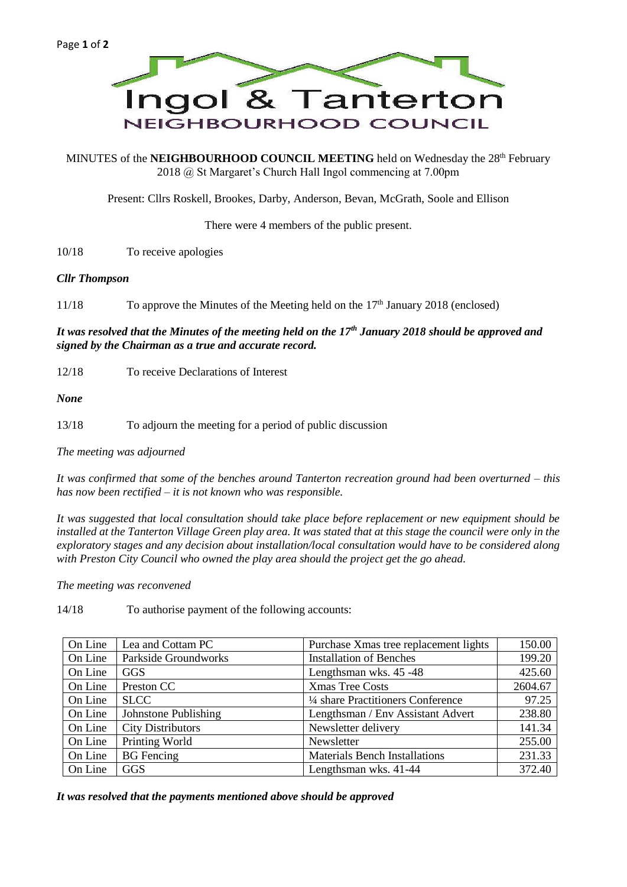# Ingol & Tanterton

## NEIGHBOURHOOD COUNCIL

MINUTES of the **NEIGHBOURHOOD COUNCIL MEETING** held on Wednesday the 28th February 2018 @ St Margaret's Church Hall Ingol commencing at 7.00pm

Present: Cllrs Roskell, Brookes, Darby, Anderson, Bevan, McGrath, Soole and Ellison

There were 4 members of the public present.

10/18 To receive apologies

***Cllr Thompson***

11/18 To approve the Minutes of the Meeting held on the 17th January 2018 (enclosed)

***It was resolved that the Minutes of the meeting held on the 17th January 2018 should be approved and signed by the Chairman as a true and accurate record.***

12/18 To receive Declarations of Interest

***None***

13/18 To adjourn the meeting for a period of public discussion

*The meeting was adjourned*

*It was confirmed that some of the benches around Tanterton recreation ground had been overturned – this has now been rectified – it is not known who was responsible.*

*It was suggested that local consultation should take place before replacement or new equipment should be installed at the Tanterton Village Green play area. It was stated that at this stage the council were only in the exploratory stages and any decision about installation/local consultation would have to be considered along with Preston City Council who owned the play area should the project get the go ahead.*

*The meeting was reconvened*

14/18 To authorise payment of the following accounts:

| | | | |
|---|---|---|---|
| On Line | Lea and Cottam PC | Purchase Xmas tree replacement lights | 150.00 |
| On Line | Parkside Groundworks | Installation of Benches | 199.20 |
| On Line | GGS | Lengthsman wks. 45 -48 | 425.60 |
| On Line | Preston CC | Xmas Tree Costs | 2604.67 |
| On Line | SLCC | ¼ share Practitioners Conference | 97.25 |
| On Line | Johnstone Publishing | Lengthsman / Env Assistant Advert | 238.80 |
| On Line | City Distributors | Newsletter delivery | 141.34 |
| On Line | Printing World | Newsletter | 255.00 |
| On Line | BG Fencing | Materials Bench Installations | 231.33 |
| On Line | GGS | Lengthsman wks. 41-44 | 372.40 |

***It was resolved that the payments mentioned above should be approved***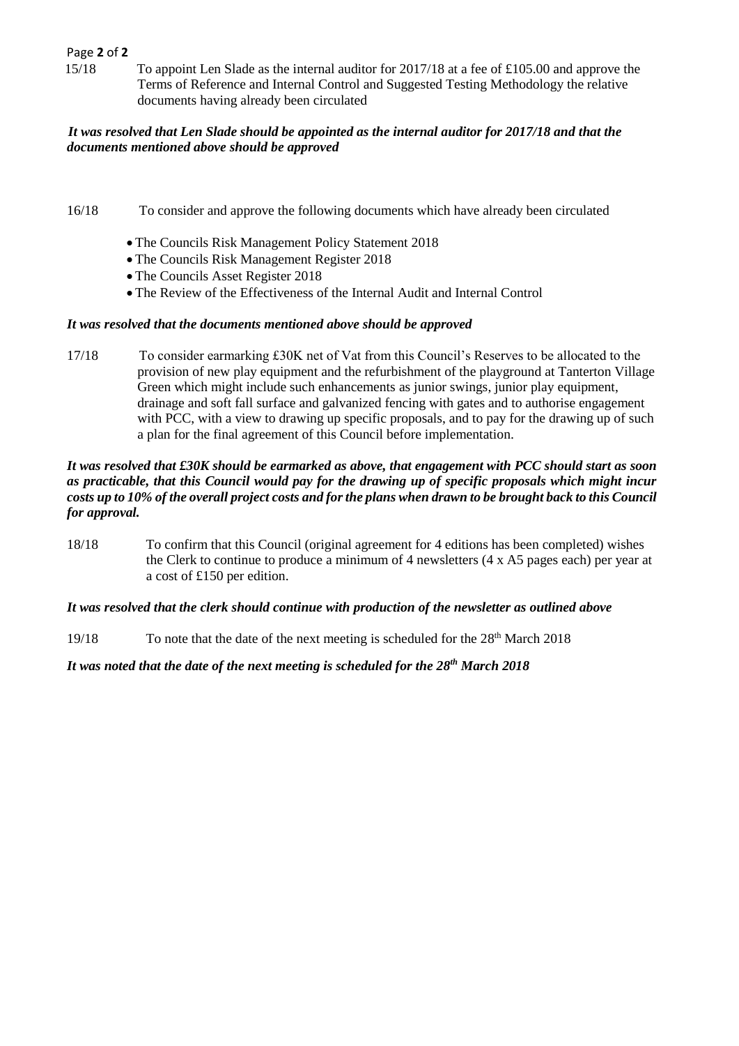15/18 To appoint Len Slade as the internal auditor for 2017/18 at a fee of £105.00 and approve the Terms of Reference and Internal Control and Suggested Testing Methodology the relative documents having already been circulated

***It was resolved that Len Slade should be appointed as the internal auditor for 2017/18 and that the documents mentioned above should be approved***

16/18 To consider and approve the following documents which have already been circulated

- The Councils Risk Management Policy Statement 2018
- The Councils Risk Management Register 2018
- The Councils Asset Register 2018
- The Review of the Effectiveness of the Internal Audit and Internal Control

***It was resolved that the documents mentioned above should be approved***

17/18 To consider earmarking £30K net of Vat from this Council's Reserves to be allocated to the provision of new play equipment and the refurbishment of the playground at Tanterton Village Green which might include such enhancements as junior swings, junior play equipment, drainage and soft fall surface and galvanized fencing with gates and to authorise engagement with PCC, with a view to drawing up specific proposals, and to pay for the drawing up of such a plan for the final agreement of this Council before implementation.

***It was resolved that £30K should be earmarked as above, that engagement with PCC should start as soon as practicable, that this Council would pay for the drawing up of specific proposals which might incur costs up to 10% of the overall project costs and for the plans when drawn to be brought back to this Council for approval.***

18/18 To confirm that this Council (original agreement for 4 editions has been completed) wishes the Clerk to continue to produce a minimum of 4 newsletters (4 x A5 pages each) per year at a cost of £150 per edition.

***It was resolved that the clerk should continue with production of the newsletter as outlined above***

19/18 To note that the date of the next meeting is scheduled for the 28th March 2018

***It was noted that the date of the next meeting is scheduled for the 28th March 2018***